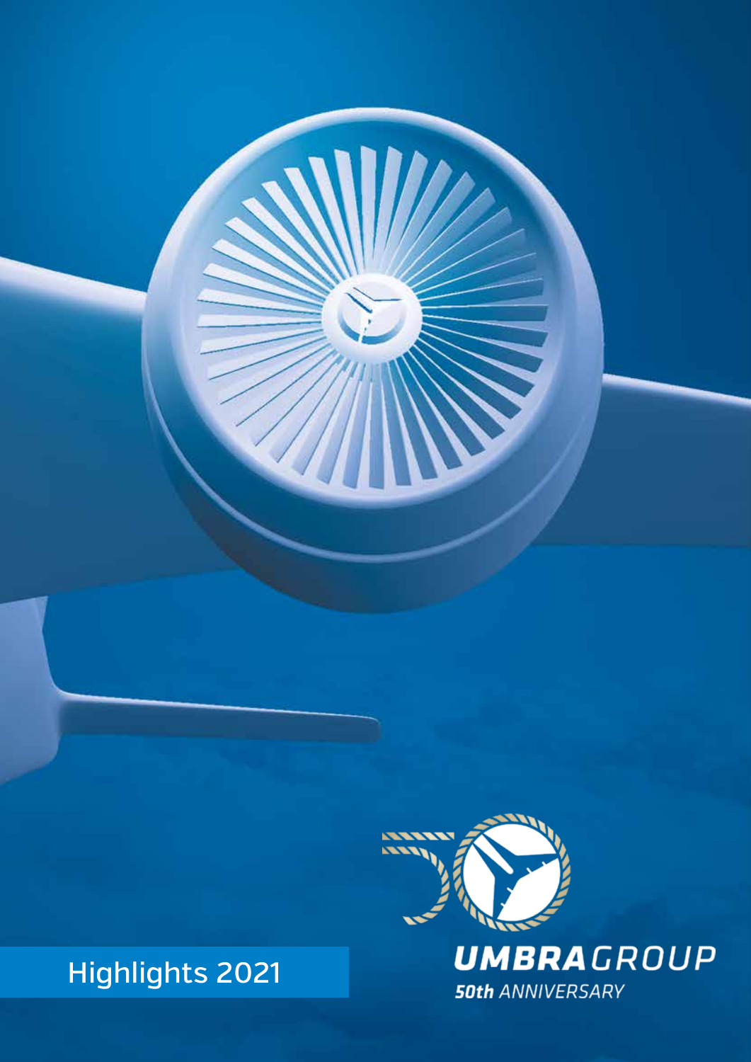# Highlights 2021

**UMBRA**GROUP

***50th*** *ANNIVERSARY*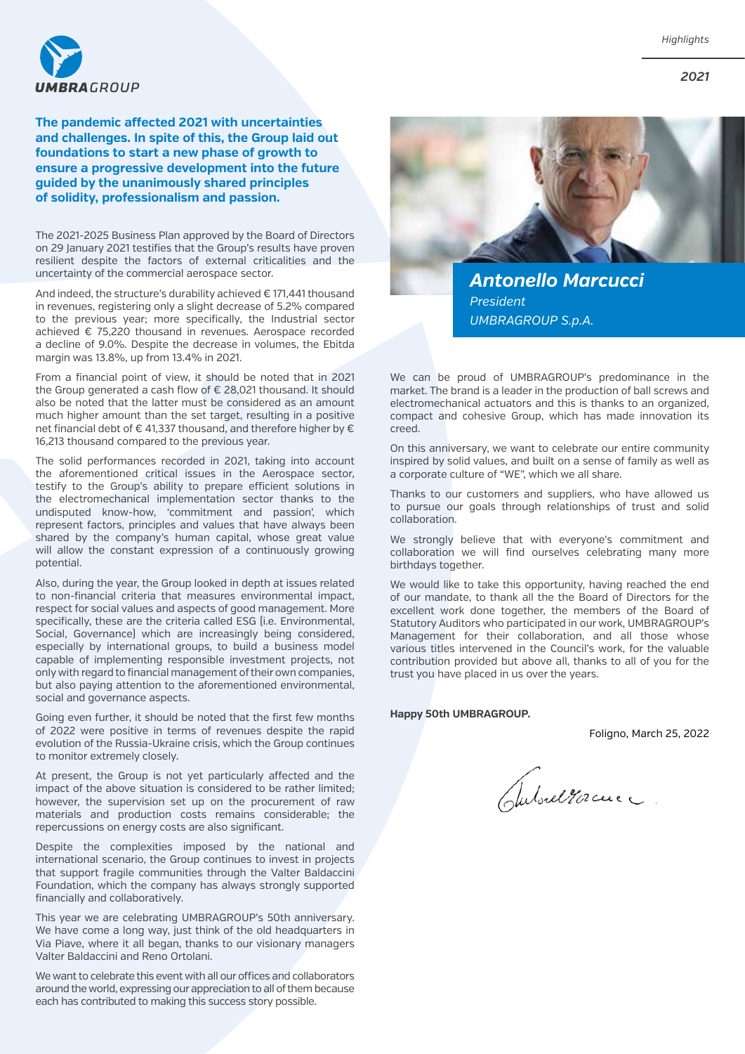**The pandemic affected 2021 with uncertainties and challenges. In spite of this, the Group laid out foundations to start a new phase of growth to ensure a progressive development into the future guided by the unanimously shared principles of solidity, professionalism and passion.**

The 2021-2025 Business Plan approved by the Board of Directors on 29 January 2021 testifies that the Group's results have proven resilient despite the factors of external criticalities and the uncertainty of the commercial aerospace sector.

And indeed, the structure's durability achieved € 171,441 thousand in revenues, registering only a slight decrease of 5.2% compared to the previous year; more specifically, the Industrial sector achieved € 75,220 thousand in revenues. Aerospace recorded a decline of 9.0%. Despite the decrease in volumes, the Ebitda margin was 13.8%, up from 13.4% in 2021.

From a financial point of view, it should be noted that in 2021 the Group generated a cash flow of € 28,021 thousand. It should also be noted that the latter must be considered as an amount much higher amount than the set target, resulting in a positive net financial debt of € 41,337 thousand, and therefore higher by € 16,213 thousand compared to the previous year.

The solid performances recorded in 2021, taking into account the aforementioned critical issues in the Aerospace sector, testify to the Group's ability to prepare efficient solutions in the electromechanical implementation sector thanks to the undisputed know-how, 'commitment and passion', which represent factors, principles and values that have always been shared by the company's human capital, whose great value will allow the constant expression of a continuously growing potential.

Also, during the year, the Group looked in depth at issues related to non-financial criteria that measures environmental impact, respect for social values and aspects of good management. More specifically, these are the criteria called ESG (i.e. Environmental, Social, Governance) which are increasingly being considered, especially by international groups, to build a business model capable of implementing responsible investment projects, not only with regard to financial management of their own companies, but also paying attention to the aforementioned environmental, social and governance aspects.

Going even further, it should be noted that the first few months of 2022 were positive in terms of revenues despite the rapid evolution of the Russia-Ukraine crisis, which the Group continues to monitor extremely closely.

At present, the Group is not yet particularly affected and the impact of the above situation is considered to be rather limited; however, the supervision set up on the procurement of raw materials and production costs remains considerable; the repercussions on energy costs are also significant.

Despite the complexities imposed by the national and international scenario, the Group continues to invest in projects that support fragile communities through the Valter Baldaccini Foundation, which the company has always strongly supported financially and collaboratively.

This year we are celebrating UMBRAGROUP's 50th anniversary. We have come a long way, just think of the old headquarters in Via Piave, where it all began, thanks to our visionary managers Valter Baldaccini and Reno Ortolani.

We want to celebrate this event with all our offices and collaborators around the world, expressing our appreciation to all of them because each has contributed to making this success story possible.

***Antonello Marcucci***
*President*
*UMBRAGROUP S.p.A.*

We can be proud of UMBRAGROUP's predominance in the market. The brand is a leader in the production of ball screws and electromechanical actuators and this is thanks to an organized, compact and cohesive Group, which has made innovation its creed.

On this anniversary, we want to celebrate our entire community inspired by solid values, and built on a sense of family as well as a corporate culture of "WE", which we all share.

Thanks to our customers and suppliers, who have allowed us to pursue our goals through relationships of trust and solid collaboration.

We strongly believe that with everyone's commitment and collaboration we will find ourselves celebrating many more birthdays together.

We would like to take this opportunity, having reached the end of our mandate, to thank all the the Board of Directors for the excellent work done together, the members of the Board of Statutory Auditors who participated in our work, UMBRAGROUP's Management for their collaboration, and all those whose various titles intervened in the Council's work, for the valuable contribution provided but above all, thanks to all of you for the trust you have placed in us over the years.

**Happy 50th UMBRAGROUP.**

Foligno, March 25, 2022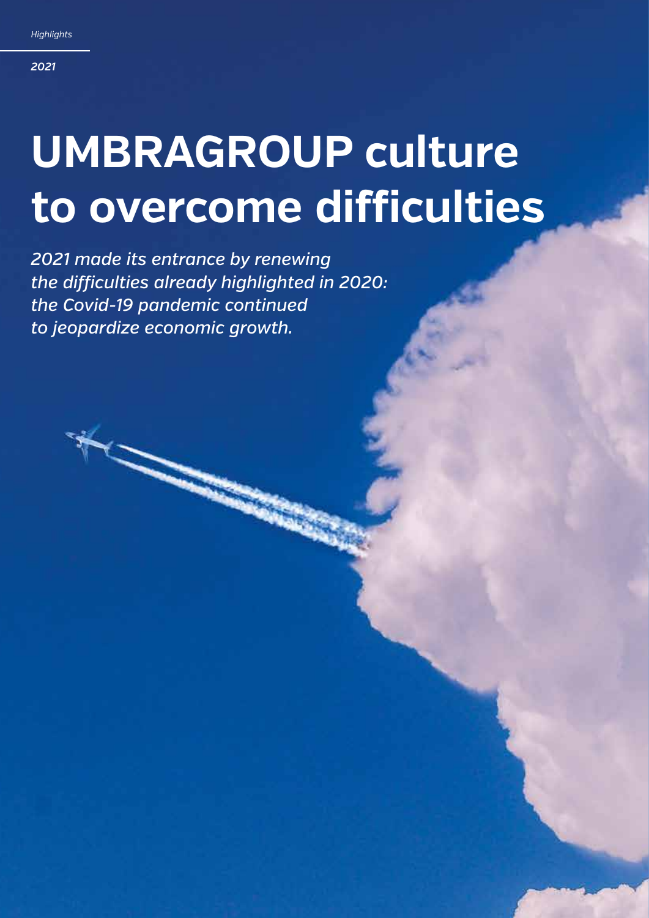*Highlights*

*2021*

# UMBRAGROUP culture to overcome difficulties

*2021 made its entrance by renewing the difficulties already highlighted in 2020: the Covid-19 pandemic continued to jeopardize economic growth.*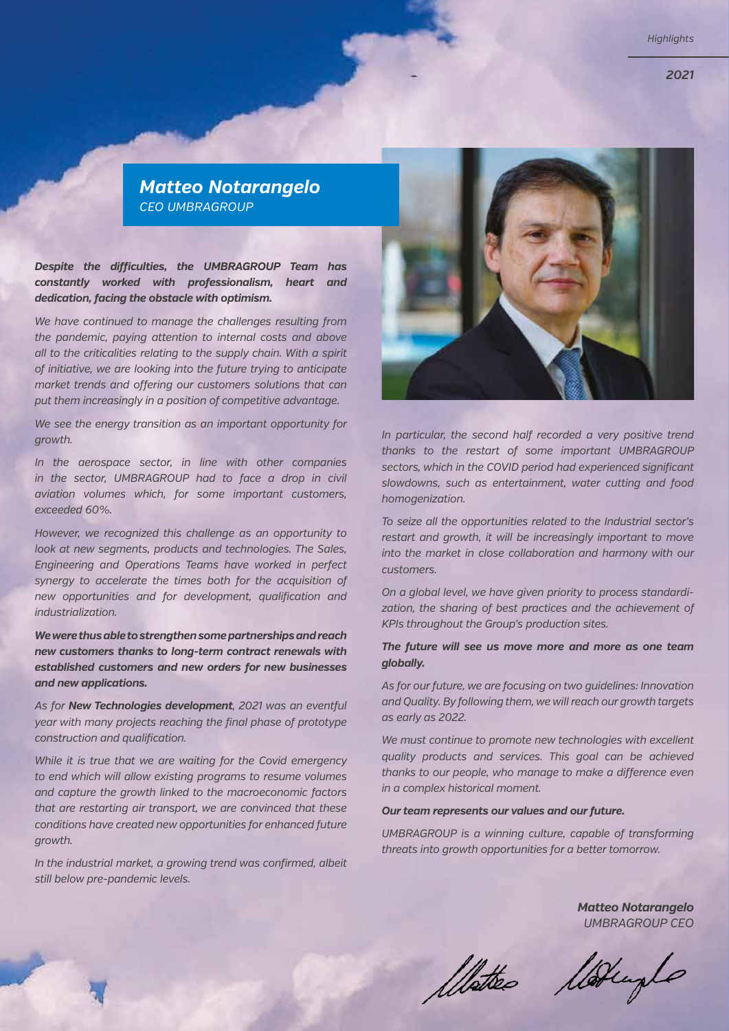## *Matteo Notarangelo*

*CEO UMBRAGROUP*

***Despite the difficulties, the UMBRAGROUP Team has constantly worked with professionalism, heart and dedication, facing the obstacle with optimism.***

*We have continued to manage the challenges resulting from the pandemic, paying attention to internal costs and above all to the criticalities relating to the supply chain. With a spirit of initiative, we are looking into the future trying to anticipate market trends and offering our customers solutions that can put them increasingly in a position of competitive advantage.*

*We see the energy transition as an important opportunity for growth.*

*In the aerospace sector, in line with other companies in the sector, UMBRAGROUP had to face a drop in civil aviation volumes which, for some important customers, exceeded 60%.*

*However, we recognized this challenge as an opportunity to look at new segments, products and technologies. The Sales, Engineering and Operations Teams have worked in perfect synergy to accelerate the times both for the acquisition of new opportunities and for development, qualification and industrialization.*

***We were thus able to strengthen some partnerships and reach new customers thanks to long-term contract renewals with established customers and new orders for new businesses and new applications.***

*As for **New Technologies development**, 2021 was an eventful year with many projects reaching the final phase of prototype construction and qualification.*

*While it is true that we are waiting for the Covid emergency to end which will allow existing programs to resume volumes and capture the growth linked to the macroeconomic factors that are restarting air transport, we are convinced that these conditions have created new opportunities for enhanced future growth.*

*In the industrial market, a growing trend was confirmed, albeit still below pre-pandemic levels.*

*In particular, the second half recorded a very positive trend thanks to the restart of some important UMBRAGROUP sectors, which in the COVID period had experienced significant slowdowns, such as entertainment, water cutting and food homogenization.*

*To seize all the opportunities related to the Industrial sector's restart and growth, it will be increasingly important to move into the market in close collaboration and harmony with our customers.*

*On a global level, we have given priority to process standardization, the sharing of best practices and the achievement of KPIs throughout the Group's production sites.*

***The future will see us move more and more as one team globally.***

*As for our future, we are focusing on two guidelines: Innovation and Quality. By following them, we will reach our growth targets as early as 2022.*

*We must continue to promote new technologies with excellent quality products and services. This goal can be achieved thanks to our people, who manage to make a difference even in a complex historical moment.*

***Our team represents our values and our future.***

*UMBRAGROUP is a winning culture, capable of transforming threats into growth opportunities for a better tomorrow.*

***Matteo Notarangelo***
*UMBRAGROUP CEO*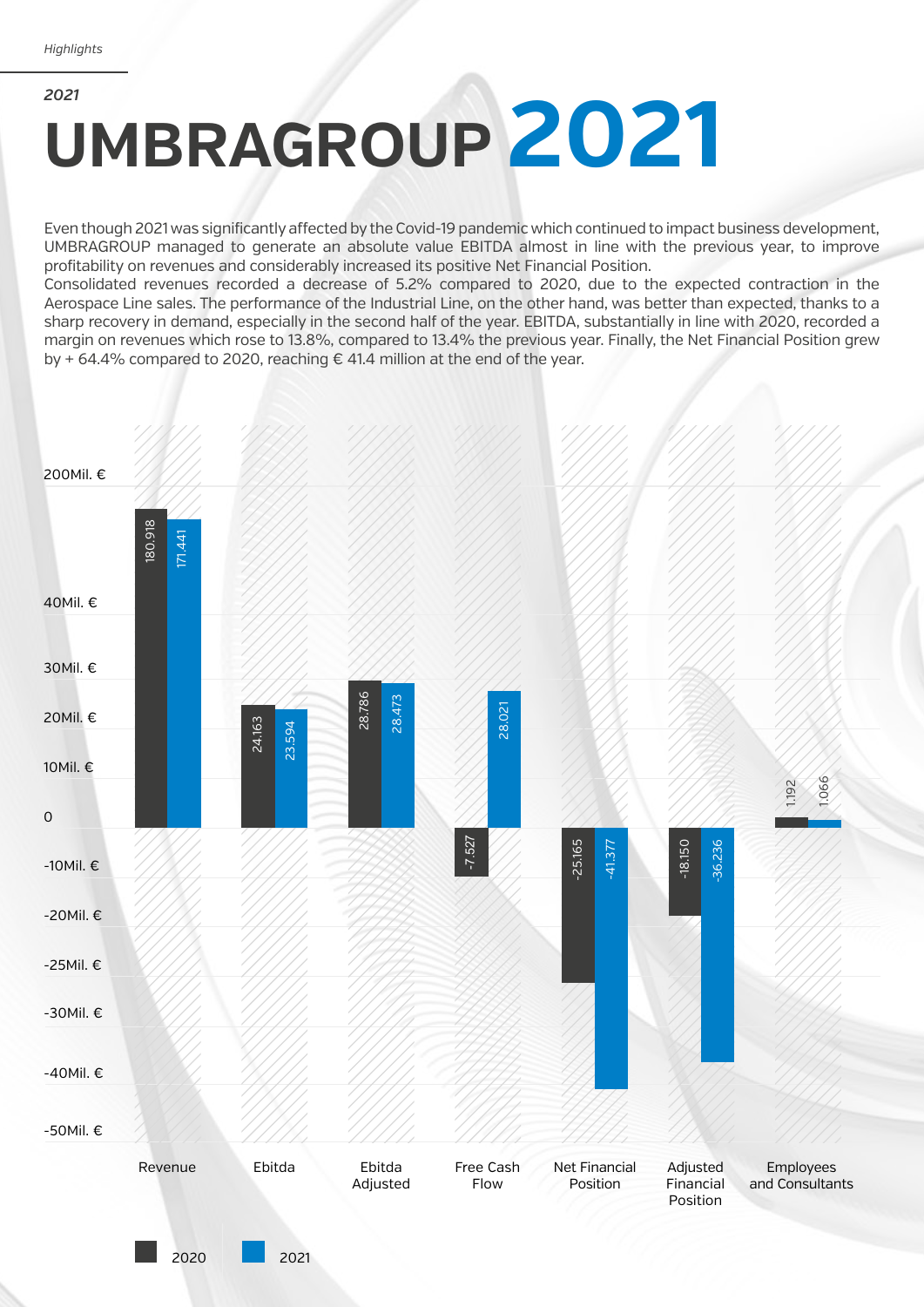*2021*

# UMBRAGROUP 2021

Even though 2021 was significantly affected by the Covid-19 pandemic which continued to impact business development, UMBRAGROUP managed to generate an absolute value EBITDA almost in line with the previous year, to improve profitability on revenues and considerably increased its positive Net Financial Position.
Consolidated revenues recorded a decrease of 5.2% compared to 2020, due to the expected contraction in the Aerospace Line sales. The performance of the Industrial Line, on the other hand, was better than expected, thanks to a sharp recovery in demand, especially in the second half of the year. EBITDA, substantially in line with 2020, recorded a margin on revenues which rose to 13.8%, compared to 13.4% the previous year. Finally, the Net Financial Position grew by + 64.4% compared to 2020, reaching € 41.4 million at the end of the year.

| | 2020 | 2021 |
|---|---|---|
| Revenue | 180.918 | 171.441 |
| Ebitda | 24.163 | 23.594 |
| Ebitda Adjusted | 28.786 | 28.473 |
| Free Cash Flow | -7.527 | 28.021 |
| Net Financial Position | -25.165 | -41.377 |
| Adjusted Financial Position | -18.150 | -36.236 |
| Employees and Consultants | 1.192 | 1.066 |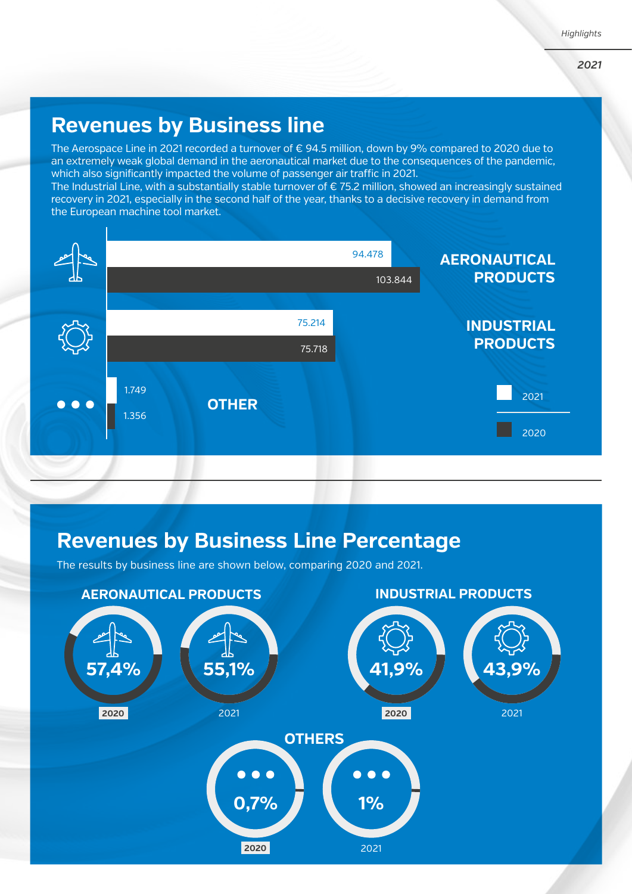## Revenues by Business line

The Aerospace Line in 2021 recorded a turnover of € 94.5 million, down by 9% compared to 2020 due to an extremely weak global demand in the aeronautical market due to the consequences of the pandemic, which also significantly impacted the volume of passenger air traffic in 2021.
The Industrial Line, with a substantially stable turnover of € 75.2 million, showed an increasingly sustained recovery in 2021, especially in the second half of the year, thanks to a decisive recovery in demand from the European machine tool market.

| | 2021 | 2020 |
|---|---|---|
| AERONAUTICAL PRODUCTS | 94.478 | 103.844 |
| INDUSTRIAL PRODUCTS | 75.214 | 75.718 |
| OTHER | 1.749 | 1.356 |

## Revenues by Business Line Percentage

The results by business line are shown below, comparing 2020 and 2021.

| | 2020 | 2021 |
|---|---|---|
| AERONAUTICAL PRODUCTS | 57,4% | 55,1% |
| INDUSTRIAL PRODUCTS | 41,9% | 43,9% |
| OTHERS | 0,7% | 1% |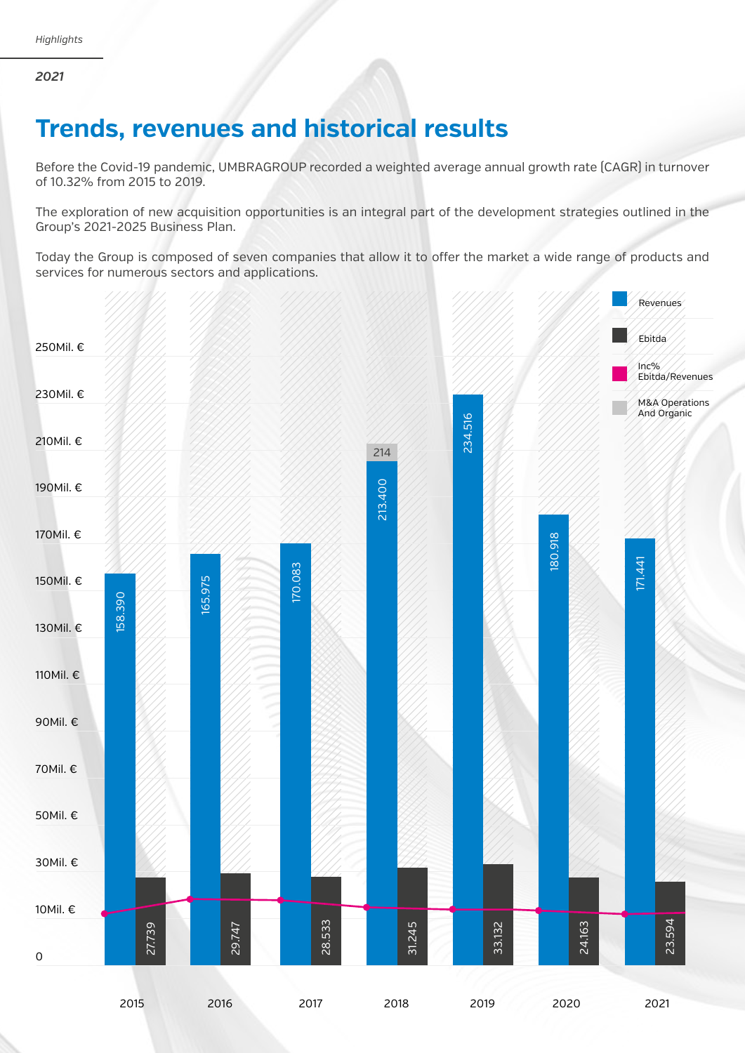*Highlights*

*2021*

# Trends, revenues and historical results

Before the Covid-19 pandemic, UMBRAGROUP recorded a weighted average annual growth rate (CAGR) in turnover of 10.32% from 2015 to 2019.

The exploration of new acquisition opportunities is an integral part of the development strategies outlined in the Group's 2021-2025 Business Plan.

Today the Group is composed of seven companies that allow it to offer the market a wide range of products and services for numerous sectors and applications.

| Year | Revenues | Ebitda | M&A Operations And Organic |
|---|---|---|---|
| 2015 | 158.390 | 27.739 | |
| 2016 | 165.975 | 29.747 | |
| 2017 | 170.083 | 28.533 | |
| 2018 | 213.400 | 31.245 | 214 |
| 2019 | 234.516 | 33.132 | |
| 2020 | 180.918 | 24.163 | |
| 2021 | 171.441 | 23.594 | |

Legend: Revenues; Ebitda; Inc% Ebitda/Revenues; M&A Operations And Organic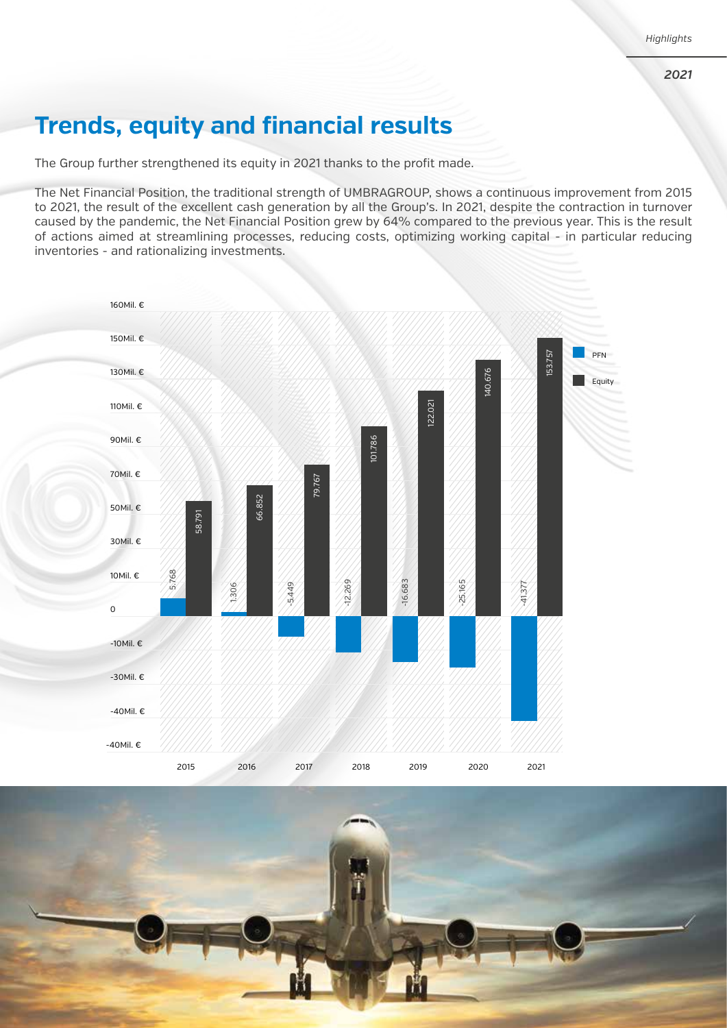# Trends, equity and financial results

The Group further strengthened its equity in 2021 thanks to the profit made.

The Net Financial Position, the traditional strength of UMBRAGROUP, shows a continuous improvement from 2015 to 2021, the result of the excellent cash generation by all the Group's. In 2021, despite the contraction in turnover caused by the pandemic, the Net Financial Position grew by 64% compared to the previous year. This is the result of actions aimed at streamlining processes, reducing costs, optimizing working capital - in particular reducing inventories - and rationalizing investments.

| Year | PFN | Equity |
|---|---|---|
| 2015 | 5.768 | 58.791 |
| 2016 | 1.306 | 66.852 |
| 2017 | -5.449 | 79.767 |
| 2018 | -12.269 | 101.786 |
| 2019 | -16.683 | 122.021 |
| 2020 | -25.165 | 140.676 |
| 2021 | -41.377 | 153.757 |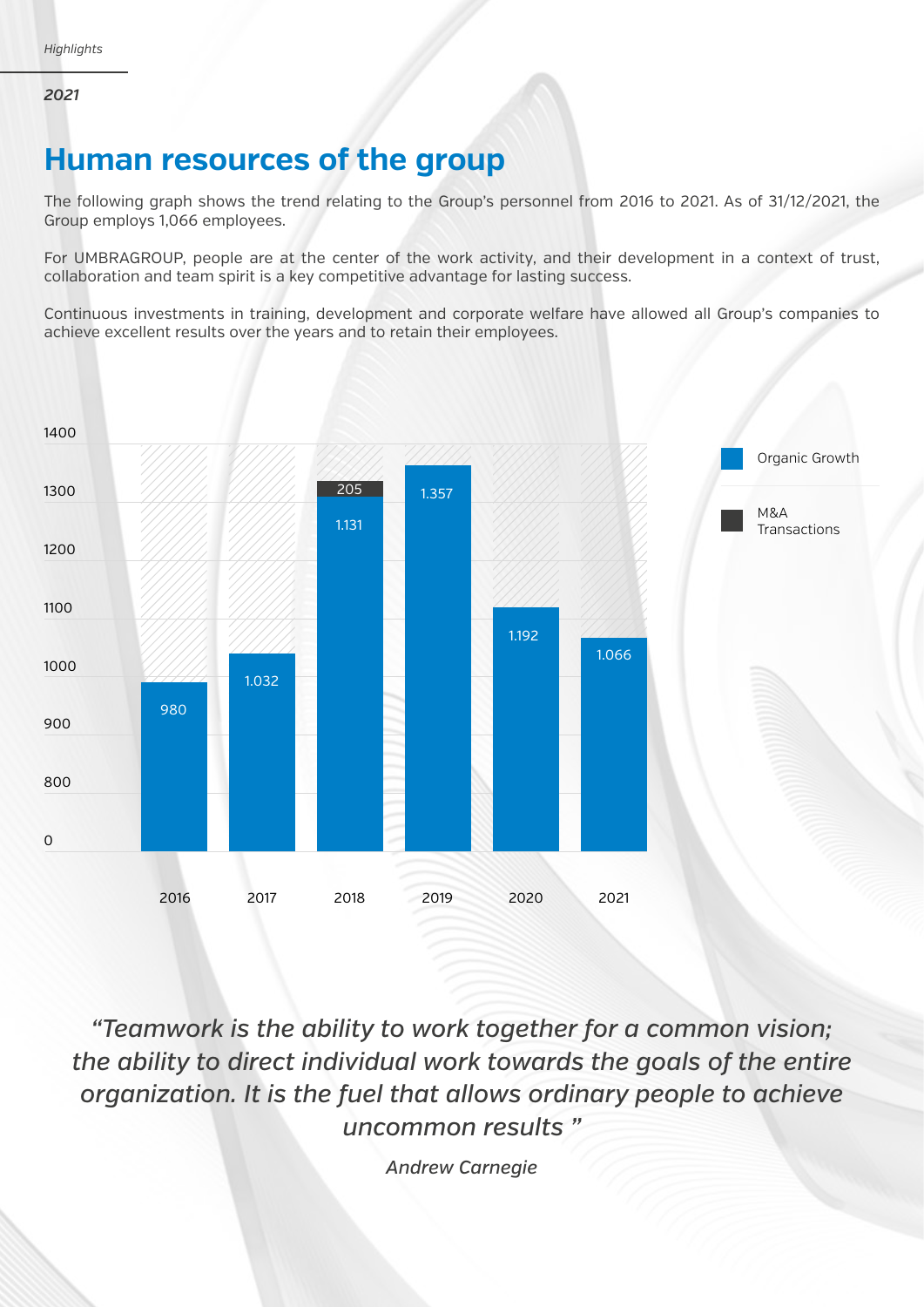*2021*

# Human resources of the group

The following graph shows the trend relating to the Group's personnel from 2016 to 2021. As of 31/12/2021, the Group employs 1,066 employees.

For UMBRAGROUP, people are at the center of the work activity, and their development in a context of trust, collaboration and team spirit is a key competitive advantage for lasting success.

Continuous investments in training, development and corporate welfare have allowed all Group's companies to achieve excellent results over the years and to retain their employees.

| Year | Organic Growth | M&A Transactions |
|---|---|---|
| 2016 | 980 | |
| 2017 | 1.032 | |
| 2018 | 1.131 | 205 |
| 2019 | 1.357 | |
| 2020 | 1.192 | |
| 2021 | 1.066 | |

*"Teamwork is the ability to work together for a common vision; the ability to direct individual work towards the goals of the entire organization. It is the fuel that allows ordinary people to achieve uncommon results "*

*Andrew Carnegie*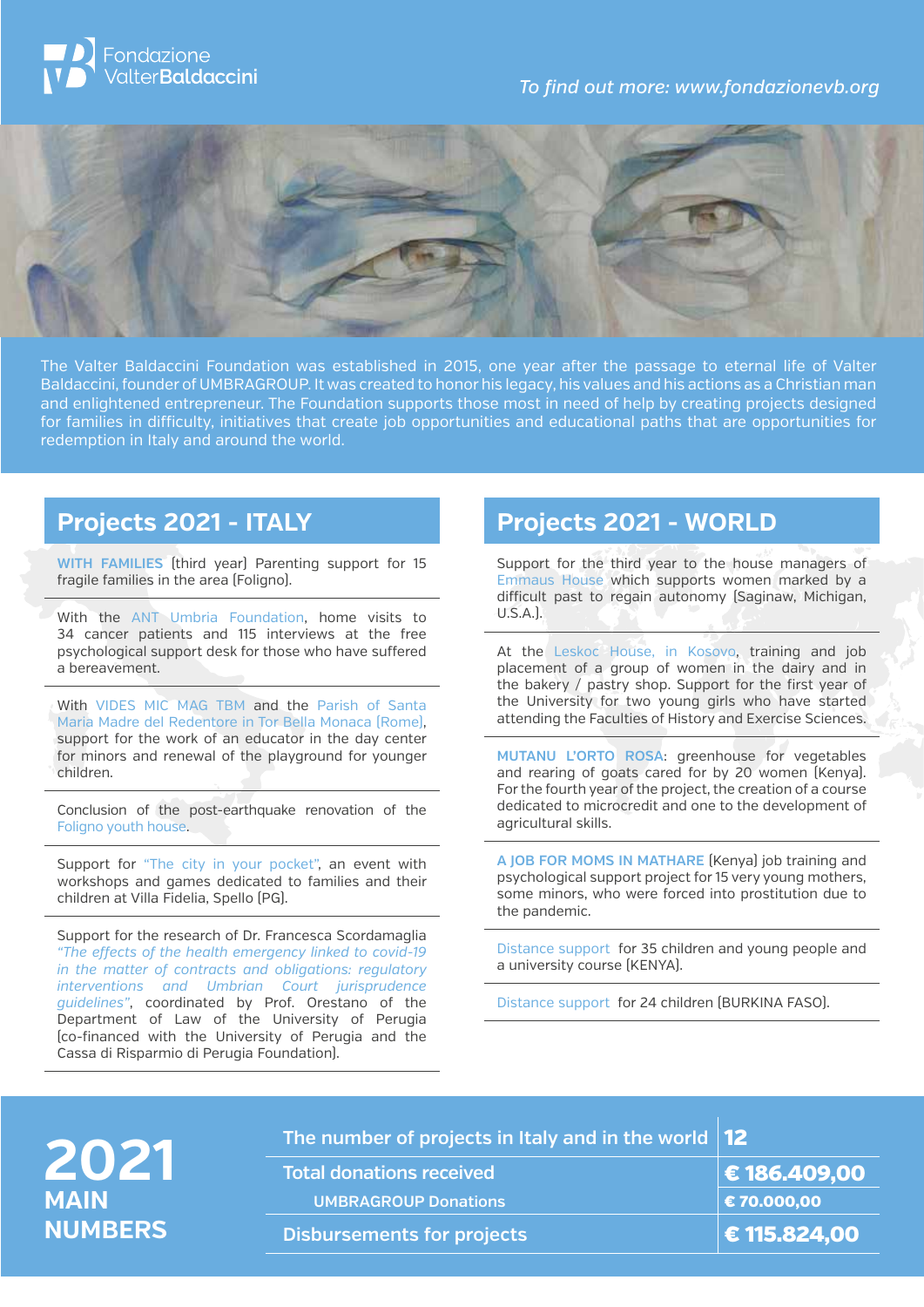Fondazione Valter**Baldaccini**

*To find out more: www.fondazionevb.org*

The Valter Baldaccini Foundation was established in 2015, one year after the passage to eternal life of Valter Baldaccini, founder of UMBRAGROUP. It was created to honor his legacy, his values and his actions as a Christian man and enlightened entrepreneur. The Foundation supports those most in need of help by creating projects designed for families in difficulty, initiatives that create job opportunities and educational paths that are opportunities for redemption in Italy and around the world.

## Projects 2021 - ITALY

**WITH FAMILIES** (third year) Parenting support for 15 fragile families in the area (Foligno).

With the ANT Umbria Foundation, home visits to 34 cancer patients and 115 interviews at the free psychological support desk for those who have suffered a bereavement.

With VIDES MIC MAG TBM and the Parish of Santa Maria Madre del Redentore in Tor Bella Monaca (Rome), support for the work of an educator in the day center for minors and renewal of the playground for younger children.

Conclusion of the post-earthquake renovation of the Foligno youth house.

Support for "The city in your pocket", an event with workshops and games dedicated to families and their children at Villa Fidelia, Spello (PG).

Support for the research of Dr. Francesca Scordamaglia *"The effects of the health emergency linked to covid-19 in the matter of contracts and obligations: regulatory interventions and Umbrian Court jurisprudence guidelines"*, coordinated by Prof. Orestano of the Department of Law of the University of Perugia (co-financed with the University of Perugia and the Cassa di Risparmio di Perugia Foundation).

## Projects 2021 - WORLD

Support for the third year to the house managers of Emmaus House which supports women marked by a difficult past to regain autonomy (Saginaw, Michigan, U.S.A.).

At the Leskoc House, in Kosovo, training and job placement of a group of women in the dairy and in the bakery / pastry shop. Support for the first year of the University for two young girls who have started attending the Faculties of History and Exercise Sciences.

**MUTANU L'ORTO ROSA**: greenhouse for vegetables and rearing of goats cared for by 20 women (Kenya). For the fourth year of the project, the creation of a course dedicated to microcredit and one to the development of agricultural skills.

**A JOB FOR MOMS IN MATHARE** (Kenya) job training and psychological support project for 15 very young mothers, some minors, who were forced into prostitution due to the pandemic.

Distance support for 35 children and young people and a university course (KENYA).

Distance support for 24 children (BURKINA FASO).

## 2021 MAIN NUMBERS

| | |
|---|---|
| The number of projects in Italy and in the world | 12 |
| Total donations received | € 186.409,00 |
| UMBRAGROUP Donations | € 70.000,00 |
| Disbursements for projects | € 115.824,00 |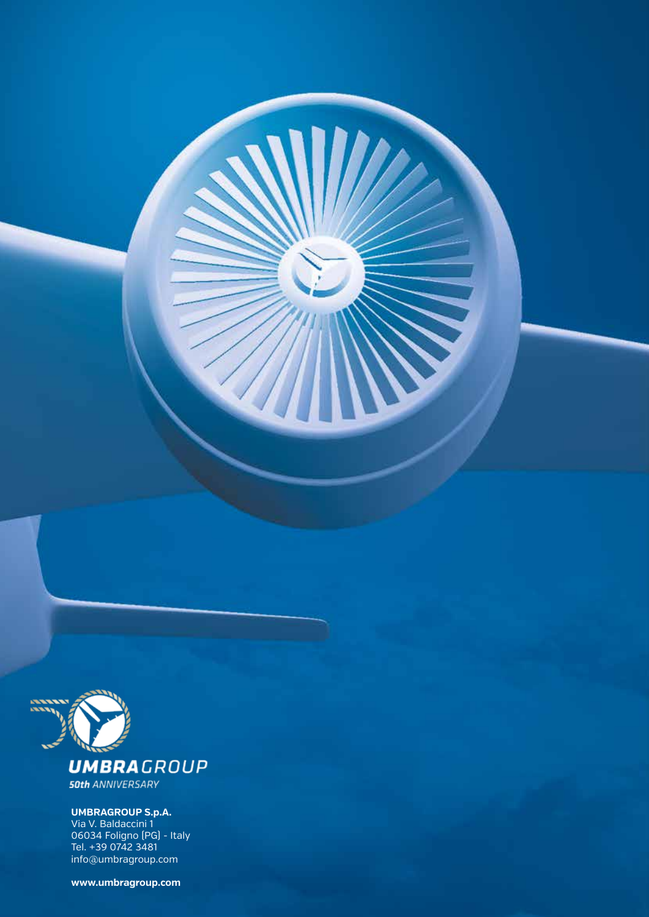**UMBRA**GROUP
*50th ANNIVERSARY*

**UMBRAGROUP S.p.A.**
Via V. Baldaccini 1
06034 Foligno (PG) - Italy
Tel. +39 0742 3481
info@umbragroup.com

**www.umbragroup.com**